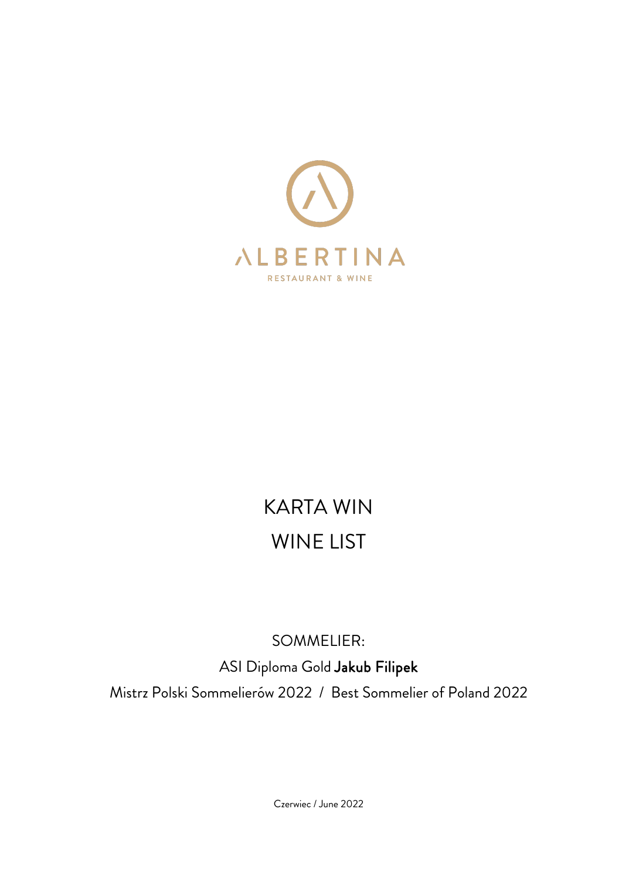# ALBERTINA

RESTAURANT & WINE

# KARTA WIN
# WINE LIST

SOMMELIER:

ASI Diploma Gold **Jakub Filipek**

Mistrz Polski Sommelierów 2022 / Best Sommelier of Poland 2022

Czerwiec / June 2022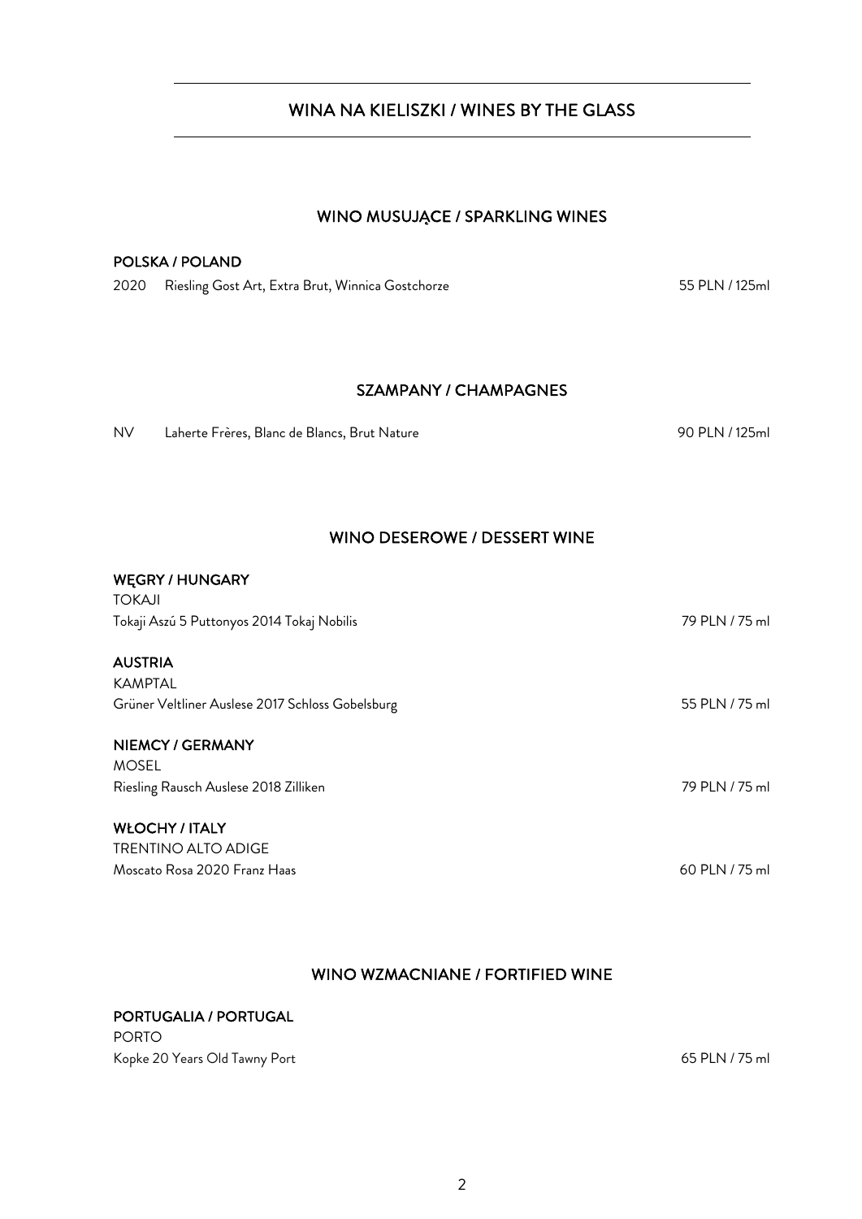# WINA NA KIELISZKI / WINES BY THE GLASS

## WINO MUSUJĄCE / SPARKLING WINES

### POLSKA / POLAND

2020 Riesling Gost Art, Extra Brut, Winnica Gostchorze — 55 PLN / 125ml

## SZAMPANY / CHAMPAGNES

NV Laherte Frères, Blanc de Blancs, Brut Nature — 90 PLN / 125ml

## WINO DESEROWE / DESSERT WINE

### WĘGRY / HUNGARY

TOKAJI

Tokaji Aszú 5 Puttonyos 2014 Tokaj Nobilis — 79 PLN / 75 ml

### AUSTRIA

KAMPTAL

Grüner Veltliner Auslese 2017 Schloss Gobelsburg — 55 PLN / 75 ml

### NIEMCY / GERMANY

MOSEL

Riesling Rausch Auslese 2018 Zilliken — 79 PLN / 75 ml

### WŁOCHY / ITALY

TRENTINO ALTO ADIGE

Moscato Rosa 2020 Franz Haas — 60 PLN / 75 ml

## WINO WZMACNIANE / FORTIFIED WINE

### PORTUGALIA / PORTUGAL

PORTO

Kopke 20 Years Old Tawny Port — 65 PLN / 75 ml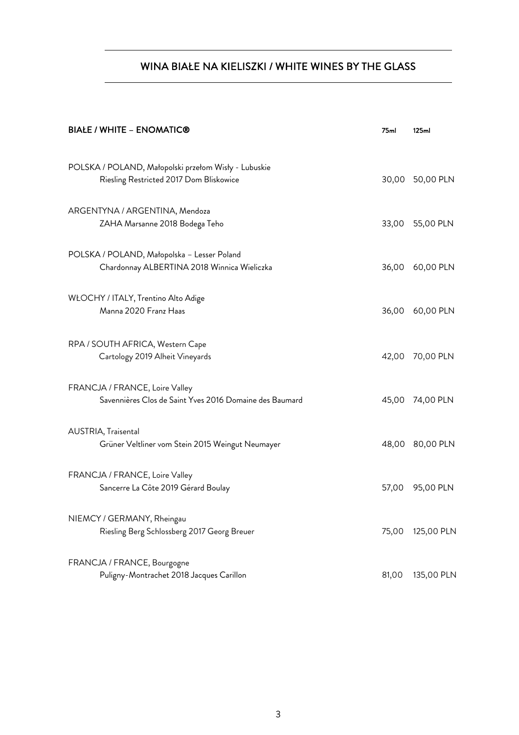## WINA BIAŁE NA KIELISZKI / WHITE WINES BY THE GLASS

| BIAŁE / WHITE – ENOMATIC® | 75ml | 125ml |
|---|---|---|
| POLSKA / POLAND, Małopolski przełom Wisły - Lubuskie<br>Riesling Restricted 2017 Dom Bliskowice | 30,00 | 50,00 PLN |
| ARGENTYNA / ARGENTINA, Mendoza<br>ZAHA Marsanne 2018 Bodega Teho | 33,00 | 55,00 PLN |
| POLSKA / POLAND, Małopolska – Lesser Poland<br>Chardonnay ALBERTINA 2018 Winnica Wieliczka | 36,00 | 60,00 PLN |
| WŁOCHY / ITALY, Trentino Alto Adige<br>Manna 2020 Franz Haas | 36,00 | 60,00 PLN |
| RPA / SOUTH AFRICA, Western Cape<br>Cartology 2019 Alheit Vineyards | 42,00 | 70,00 PLN |
| FRANCJA / FRANCE, Loire Valley<br>Savennières Clos de Saint Yves 2016 Domaine des Baumard | 45,00 | 74,00 PLN |
| AUSTRIA, Traisental<br>Grüner Veltliner vom Stein 2015 Weingut Neumayer | 48,00 | 80,00 PLN |
| FRANCJA / FRANCE, Loire Valley<br>Sancerre La Côte 2019 Gérard Boulay | 57,00 | 95,00 PLN |
| NIEMCY / GERMANY, Rheingau<br>Riesling Berg Schlossberg 2017 Georg Breuer | 75,00 | 125,00 PLN |
| FRANCJA / FRANCE, Bourgogne<br>Puligny-Montrachet 2018 Jacques Carillon | 81,00 | 135,00 PLN |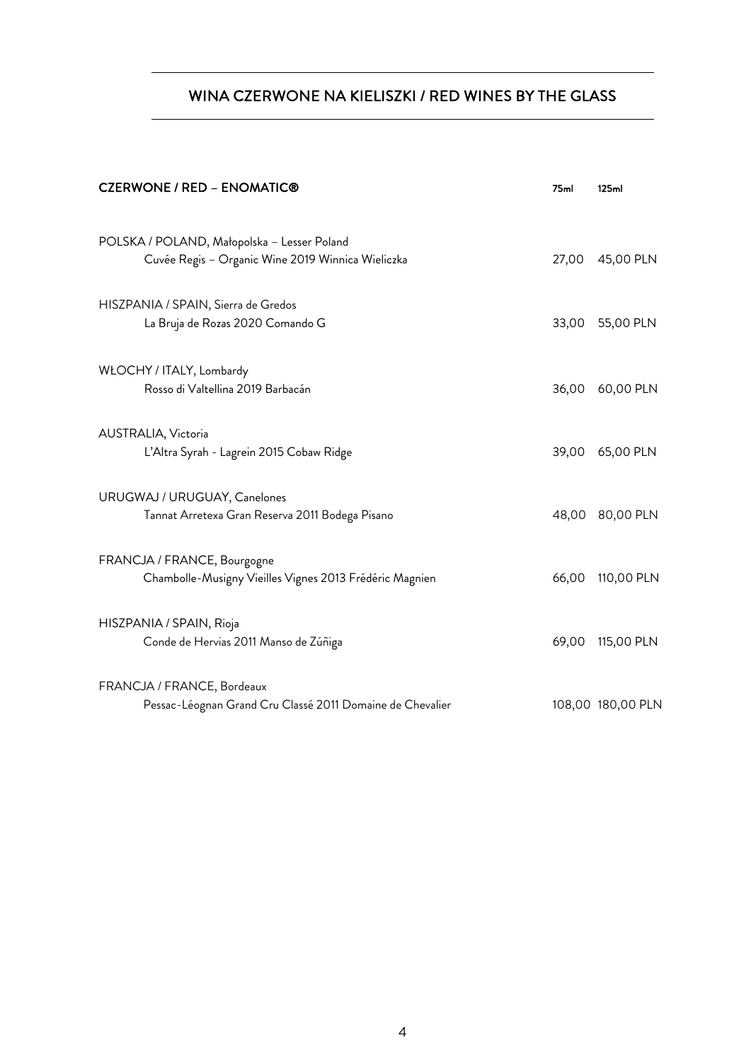## WINA CZERWONE NA KIELISZKI / RED WINES BY THE GLASS

| CZERWONE / RED – ENOMATIC® | 75ml | 125ml |
|---|---|---|
| POLSKA / POLAND, Małopolska – Lesser Poland<br>Cuvée Regis – Organic Wine 2019 Winnica Wieliczka | 27,00 | 45,00 PLN |
| HISZPANIA / SPAIN, Sierra de Gredos<br>La Bruja de Rozas 2020 Comando G | 33,00 | 55,00 PLN |
| WŁOCHY / ITALY, Lombardy<br>Rosso di Valtellina 2019 Barbacán | 36,00 | 60,00 PLN |
| AUSTRALIA, Victoria<br>L'Altra Syrah - Lagrein 2015 Cobaw Ridge | 39,00 | 65,00 PLN |
| URUGWAJ / URUGUAY, Canelones<br>Tannat Arretexa Gran Reserva 2011 Bodega Pisano | 48,00 | 80,00 PLN |
| FRANCJA / FRANCE, Bourgogne<br>Chambolle-Musigny Vieilles Vignes 2013 Frédéric Magnien | 66,00 | 110,00 PLN |
| HISZPANIA / SPAIN, Rioja<br>Conde de Hervias 2011 Manso de Zúñiga | 69,00 | 115,00 PLN |
| FRANCJA / FRANCE, Bordeaux<br>Pessac-Léognan Grand Cru Classé 2011 Domaine de Chevalier | 108,00 | 180,00 PLN |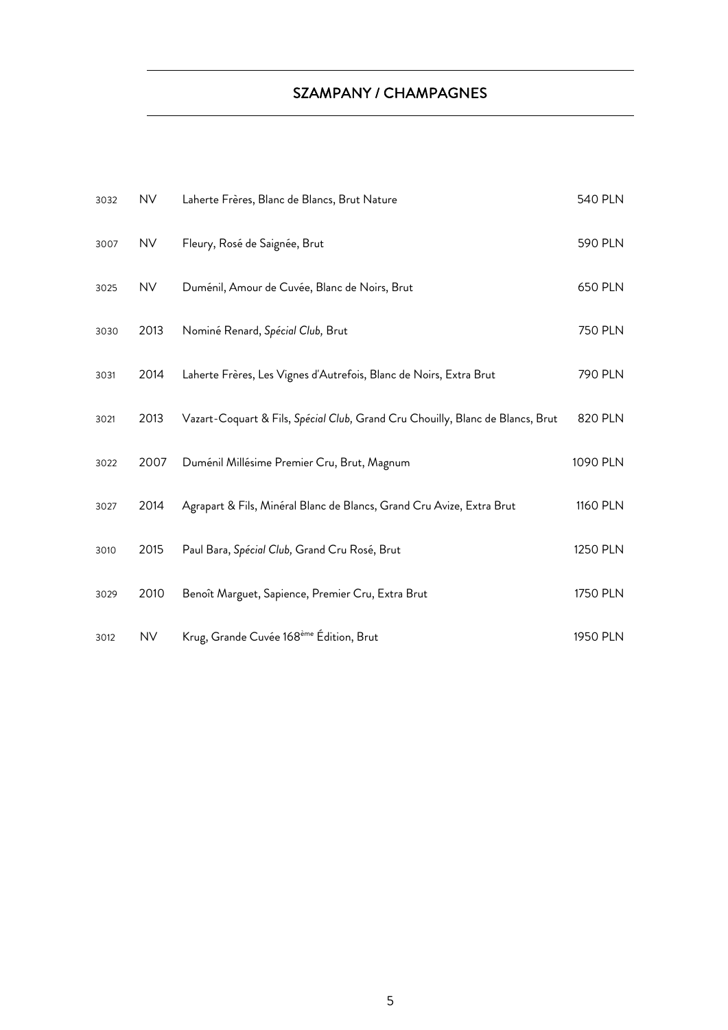## SZAMPANY / CHAMPAGNES

| | | | |
|---|---|---|---|
| 3032 | NV | Laherte Frères, Blanc de Blancs, Brut Nature | 540 PLN |
| 3007 | NV | Fleury, Rosé de Saignée, Brut | 590 PLN |
| 3025 | NV | Duménil, Amour de Cuvée, Blanc de Noirs, Brut | 650 PLN |
| 3030 | 2013 | Nominé Renard, *Spécial Club,* Brut | 750 PLN |
| 3031 | 2014 | Laherte Frères, Les Vignes d'Autrefois, Blanc de Noirs, Extra Brut | 790 PLN |
| 3021 | 2013 | Vazart-Coquart & Fils, *Spécial Club,* Grand Cru Chouilly, Blanc de Blancs, Brut | 820 PLN |
| 3022 | 2007 | Duménil Millésime Premier Cru, Brut, Magnum | 1090 PLN |
| 3027 | 2014 | Agrapart & Fils, Minéral Blanc de Blancs, Grand Cru Avize, Extra Brut | 1160 PLN |
| 3010 | 2015 | Paul Bara, *Spécial Club,* Grand Cru Rosé, Brut | 1250 PLN |
| 3029 | 2010 | Benoît Marguet, Sapience, Premier Cru, Extra Brut | 1750 PLN |
| 3012 | NV | Krug, Grande Cuvée 168ème Édition, Brut | 1950 PLN |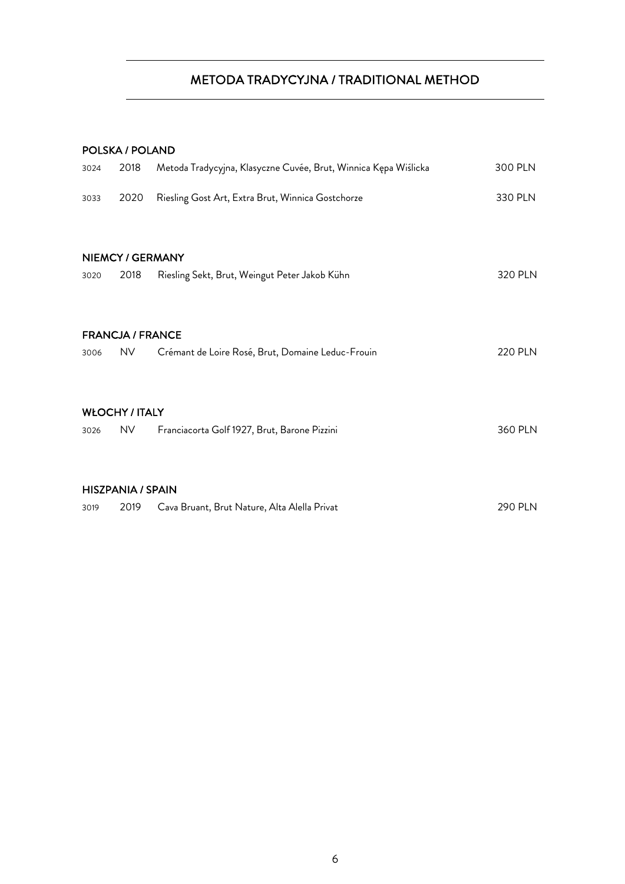## METODA TRADYCYJNA / TRADITIONAL METHOD

### POLSKA / POLAND

| | | | |
|---|---|---|---|
| 3024 | 2018 | Metoda Tradycyjna, Klasyczne Cuvée, Brut, Winnica Kępa Wiślicka | 300 PLN |
| 3033 | 2020 | Riesling Gost Art, Extra Brut, Winnica Gostchorze | 330 PLN |

### NIEMCY / GERMANY

| | | | |
|---|---|---|---|
| 3020 | 2018 | Riesling Sekt, Brut, Weingut Peter Jakob Kühn | 320 PLN |

### FRANCJA / FRANCE

| | | | |
|---|---|---|---|
| 3006 | NV | Crémant de Loire Rosé, Brut, Domaine Leduc-Frouin | 220 PLN |

### WŁOCHY / ITALY

| | | | |
|---|---|---|---|
| 3026 | NV | Franciacorta Golf 1927, Brut, Barone Pizzini | 360 PLN |

### HISZPANIA / SPAIN

| | | | |
|---|---|---|---|
| 3019 | 2019 | Cava Bruant, Brut Nature, Alta Alella Privat | 290 PLN |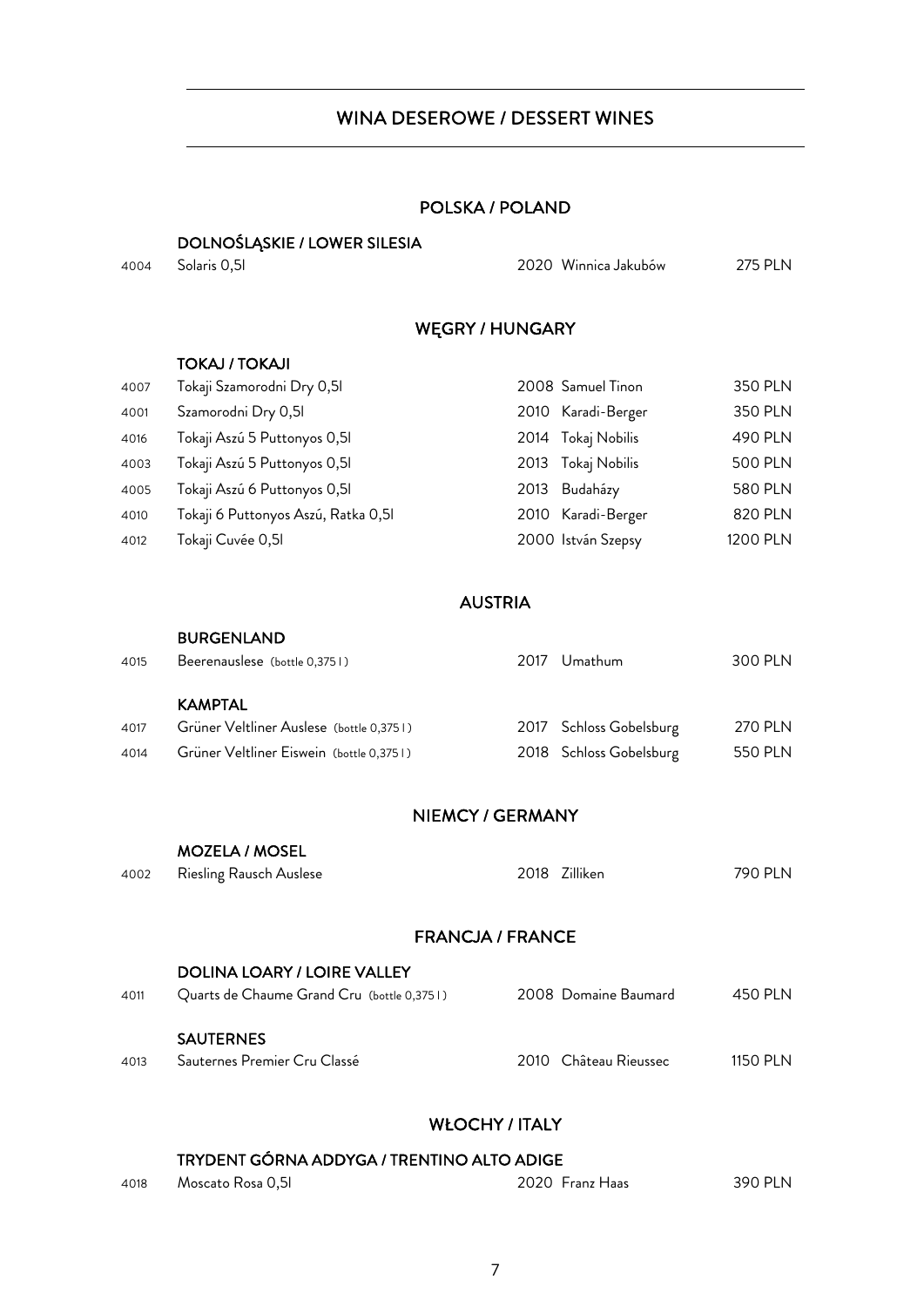# WINA DESEROWE / DESSERT WINES

## POLSKA / POLAND

### DOLNOŚLĄSKIE / LOWER SILESIA

| | | | | |
|---|---|---|---|---|
| 4004 | Solaris 0,5l | 2020 | Winnica Jakubów | 275 PLN |

## WĘGRY / HUNGARY

### TOKAJ / TOKAJI

| | | | | |
|---|---|---|---|---|
| 4007 | Tokaji Szamorodni Dry 0,5l | 2008 | Samuel Tinon | 350 PLN |
| 4001 | Szamorodni Dry 0,5l | 2010 | Karadi-Berger | 350 PLN |
| 4016 | Tokaji Aszú 5 Puttonyos 0,5l | 2014 | Tokaj Nobilis | 490 PLN |
| 4003 | Tokaji Aszú 5 Puttonyos 0,5l | 2013 | Tokaj Nobilis | 500 PLN |
| 4005 | Tokaji Aszú 6 Puttonyos 0,5l | 2013 | Budaházy | 580 PLN |
| 4010 | Tokaji 6 Puttonyos Aszú, Ratka 0,5l | 2010 | Karadi-Berger | 820 PLN |
| 4012 | Tokaji Cuvée 0,5l | 2000 | István Szepsy | 1200 PLN |

## AUSTRIA

### BURGENLAND

| | | | | |
|---|---|---|---|---|
| 4015 | Beerenauslese (bottle 0,375 l) | 2017 | Umathum | 300 PLN |

### KAMPTAL

| | | | | |
|---|---|---|---|---|
| 4017 | Grüner Veltliner Auslese (bottle 0,375 l) | 2017 | Schloss Gobelsburg | 270 PLN |
| 4014 | Grüner Veltliner Eiswein (bottle 0,375 l) | 2018 | Schloss Gobelsburg | 550 PLN |

## NIEMCY / GERMANY

### MOZELA / MOSEL

| | | | | |
|---|---|---|---|---|
| 4002 | Riesling Rausch Auslese | 2018 | Zilliken | 790 PLN |

## FRANCJA / FRANCE

### DOLINA LOARY / LOIRE VALLEY

| | | | | |
|---|---|---|---|---|
| 4011 | Quarts de Chaume Grand Cru (bottle 0,375 l) | 2008 | Domaine Baumard | 450 PLN |

### SAUTERNES

| | | | | |
|---|---|---|---|---|
| 4013 | Sauternes Premier Cru Classé | 2010 | Château Rieussec | 1150 PLN |

## WŁOCHY / ITALY

### TRYDENT GÓRNA ADDYGA / TRENTINO ALTO ADIGE

| | | | | |
|---|---|---|---|---|
| 4018 | Moscato Rosa 0,5l | 2020 | Franz Haas | 390 PLN |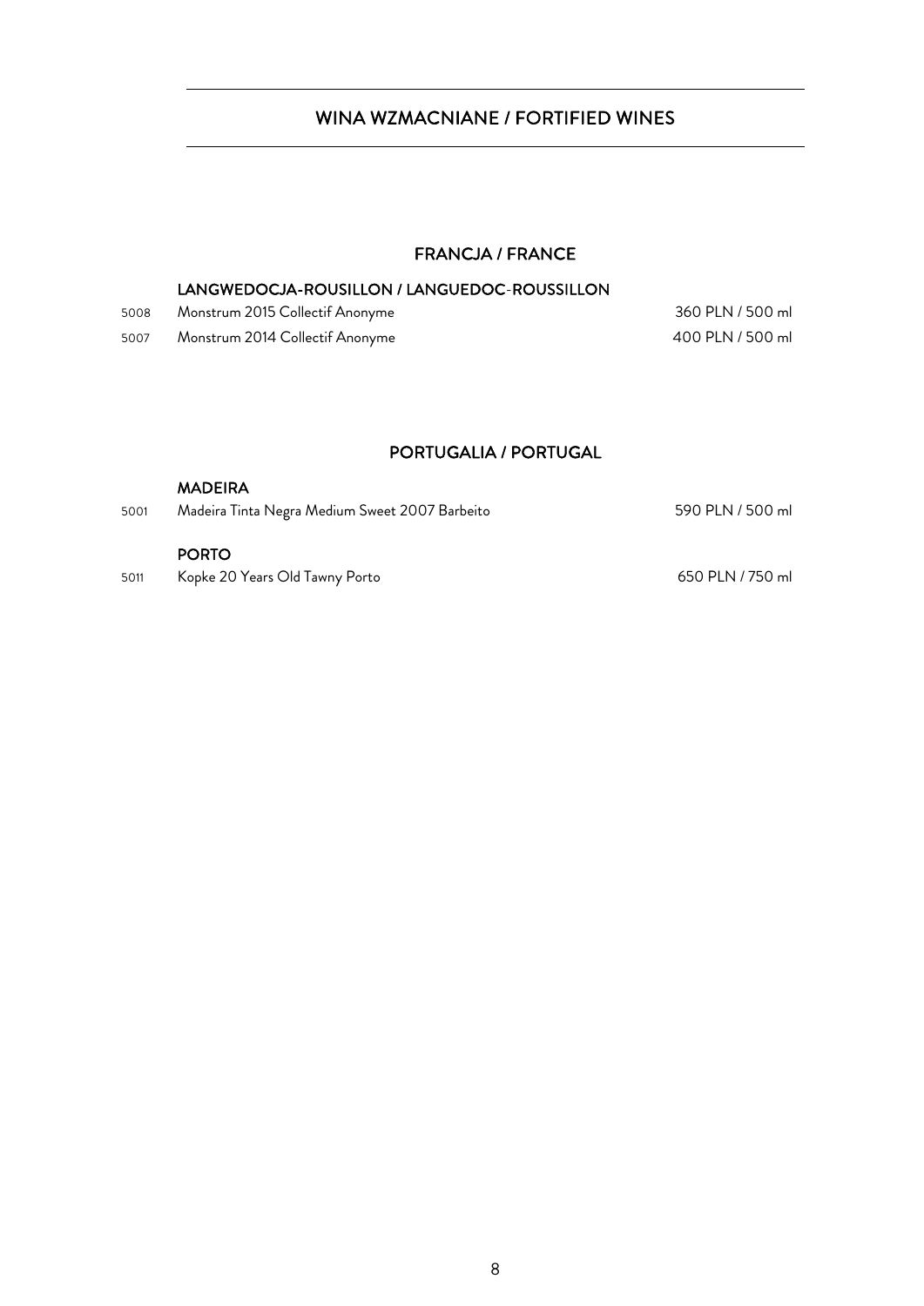# WINA WZMACNIANE / FORTIFIED WINES

## FRANCJA / FRANCE

### LANGWEDOCJA-ROUSILLON / LANGUEDOC-ROUSSILLON

| | | |
|---|---|---|
| 5008 | Monstrum 2015 Collectif Anonyme | 360 PLN / 500 ml |
| 5007 | Monstrum 2014 Collectif Anonyme | 400 PLN / 500 ml |

## PORTUGALIA / PORTUGAL

### MADEIRA

| | | |
|---|---|---|
| 5001 | Madeira Tinta Negra Medium Sweet 2007 Barbeito | 590 PLN / 500 ml |

### PORTO

| | | |
|---|---|---|
| 5011 | Kopke 20 Years Old Tawny Porto | 650 PLN / 750 ml |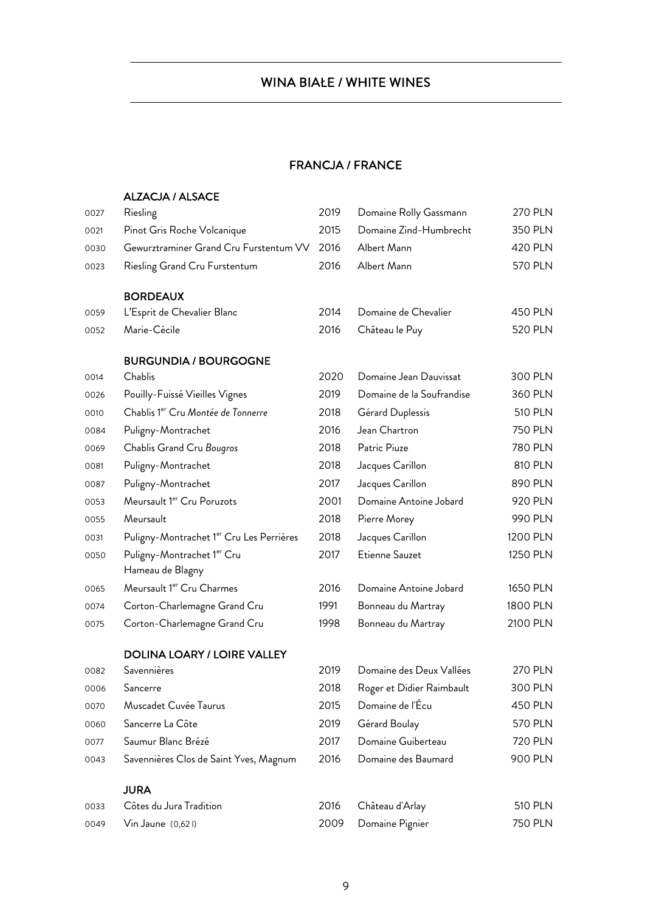# WINA BIAŁE / WHITE WINES

## FRANCJA / FRANCE

### ALZACJA / ALSACE

| | | | | |
|---|---|---|---|---|
| 0027 | Riesling | 2019 | Domaine Rolly Gassmann | 270 PLN |
| 0021 | Pinot Gris Roche Volcanique | 2015 | Domaine Zind-Humbrecht | 350 PLN |
| 0030 | Gewurztraminer Grand Cru Furstentum VV | 2016 | Albert Mann | 420 PLN |
| 0023 | Riesling Grand Cru Furstentum | 2016 | Albert Mann | 570 PLN |

### BORDEAUX

| | | | | |
|---|---|---|---|---|
| 0059 | L'Esprit de Chevalier Blanc | 2014 | Domaine de Chevalier | 450 PLN |
| 0052 | Marie-Cécile | 2016 | Château le Puy | 520 PLN |

### BURGUNDIA / BOURGOGNE

| | | | | |
|---|---|---|---|---|
| 0014 | Chablis | 2020 | Domaine Jean Dauvissat | 300 PLN |
| 0026 | Pouilly-Fuissé Vieilles Vignes | 2019 | Domaine de la Soufrandise | 360 PLN |
| 0010 | Chablis 1er Cru *Montée de Tonnerre* | 2018 | Gérard Duplessis | 510 PLN |
| 0084 | Puligny-Montrachet | 2016 | Jean Chartron | 750 PLN |
| 0069 | Chablis Grand Cru *Bougros* | 2018 | Patric Piuze | 780 PLN |
| 0081 | Puligny-Montrachet | 2018 | Jacques Carillon | 810 PLN |
| 0087 | Puligny-Montrachet | 2017 | Jacques Carillon | 890 PLN |
| 0053 | Meursault 1er Cru Poruzots | 2001 | Domaine Antoine Jobard | 920 PLN |
| 0055 | Meursault | 2018 | Pierre Morey | 990 PLN |
| 0031 | Puligny-Montrachet 1er Cru Les Perrières | 2018 | Jacques Carillon | 1200 PLN |
| 0050 | Puligny-Montrachet 1er Cru Hameau de Blagny | 2017 | Etienne Sauzet | 1250 PLN |
| 0065 | Meursault 1er Cru Charmes | 2016 | Domaine Antoine Jobard | 1650 PLN |
| 0074 | Corton-Charlemagne Grand Cru | 1991 | Bonneau du Martray | 1800 PLN |
| 0075 | Corton-Charlemagne Grand Cru | 1998 | Bonneau du Martray | 2100 PLN |

### DOLINA LOARY / LOIRE VALLEY

| | | | | |
|---|---|---|---|---|
| 0082 | Savennières | 2019 | Domaine des Deux Vallées | 270 PLN |
| 0006 | Sancerre | 2018 | Roger et Didier Raimbault | 300 PLN |
| 0070 | Muscadet Cuvée Taurus | 2015 | Domaine de l'Écu | 450 PLN |
| 0060 | Sancerre La Côte | 2019 | Gérard Boulay | 570 PLN |
| 0077 | Saumur Blanc Brézé | 2017 | Domaine Guiberteau | 720 PLN |
| 0043 | Savennières Clos de Saint Yves, Magnum | 2016 | Domaine des Baumard | 900 PLN |

### JURA

| | | | | |
|---|---|---|---|---|
| 0033 | Côtes du Jura Tradition | 2016 | Château d'Arlay | 510 PLN |
| 0049 | Vin Jaune (0,62 l) | 2009 | Domaine Pignier | 750 PLN |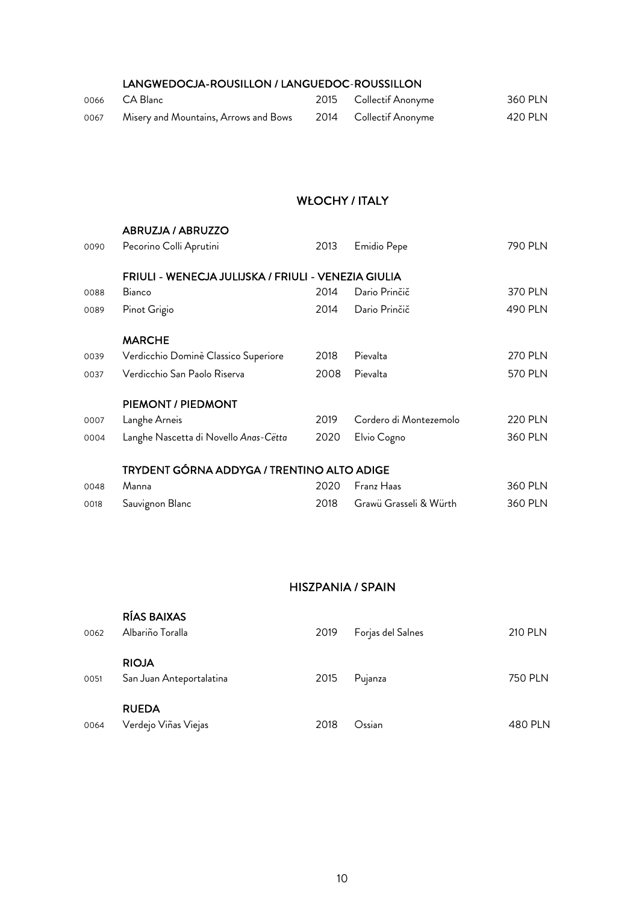### LANGWEDOCJA-ROUSILLON / LANGUEDOC-ROUSSILLON

| | | | | |
|---|---|---|---|---|
| 0066 | CA Blanc | 2015 | Collectif Anonyme | 360 PLN |
| 0067 | Misery and Mountains, Arrows and Bows | 2014 | Collectif Anonyme | 420 PLN |

## WŁOCHY / ITALY

### ABRUZJA / ABRUZZO

| | | | | |
|---|---|---|---|---|
| 0090 | Pecorino Colli Aprutini | 2013 | Emidio Pepe | 790 PLN |

### FRIULI - WENECJA JULIJSKA / FRIULI - VENEZIA GIULIA

| | | | | |
|---|---|---|---|---|
| 0088 | Bianco | 2014 | Dario Prinčič | 370 PLN |
| 0089 | Pinot Grigio | 2014 | Dario Prinčič | 490 PLN |

### MARCHE

| | | | | |
|---|---|---|---|---|
| 0039 | Verdicchio Dominè Classico Superiore | 2018 | Pievalta | 270 PLN |
| 0037 | Verdicchio San Paolo Riserva | 2008 | Pievalta | 570 PLN |

### PIEMONT / PIEDMONT

| | | | | |
|---|---|---|---|---|
| 0007 | Langhe Arneis | 2019 | Cordero di Montezemolo | 220 PLN |
| 0004 | Langhe Nascetta di Novello *Anas-Cëtta* | 2020 | Elvio Cogno | 360 PLN |

### TRYDENT GÓRNA ADDYGA / TRENTINO ALTO ADIGE

| | | | | |
|---|---|---|---|---|
| 0048 | Manna | 2020 | Franz Haas | 360 PLN |
| 0018 | Sauvignon Blanc | 2018 | Grawü Grasseli & Würth | 360 PLN |

## HISZPANIA / SPAIN

### RÍAS BAIXAS

| | | | | |
|---|---|---|---|---|
| 0062 | Albariño Toralla | 2019 | Forjas del Salnes | 210 PLN |

### RIOJA

| | | | | |
|---|---|---|---|---|
| 0051 | San Juan Anteportalatina | 2015 | Pujanza | 750 PLN |

### RUEDA

| | | | | |
|---|---|---|---|---|
| 0064 | Verdejo Viñas Viejas | 2018 | Ossian | 480 PLN |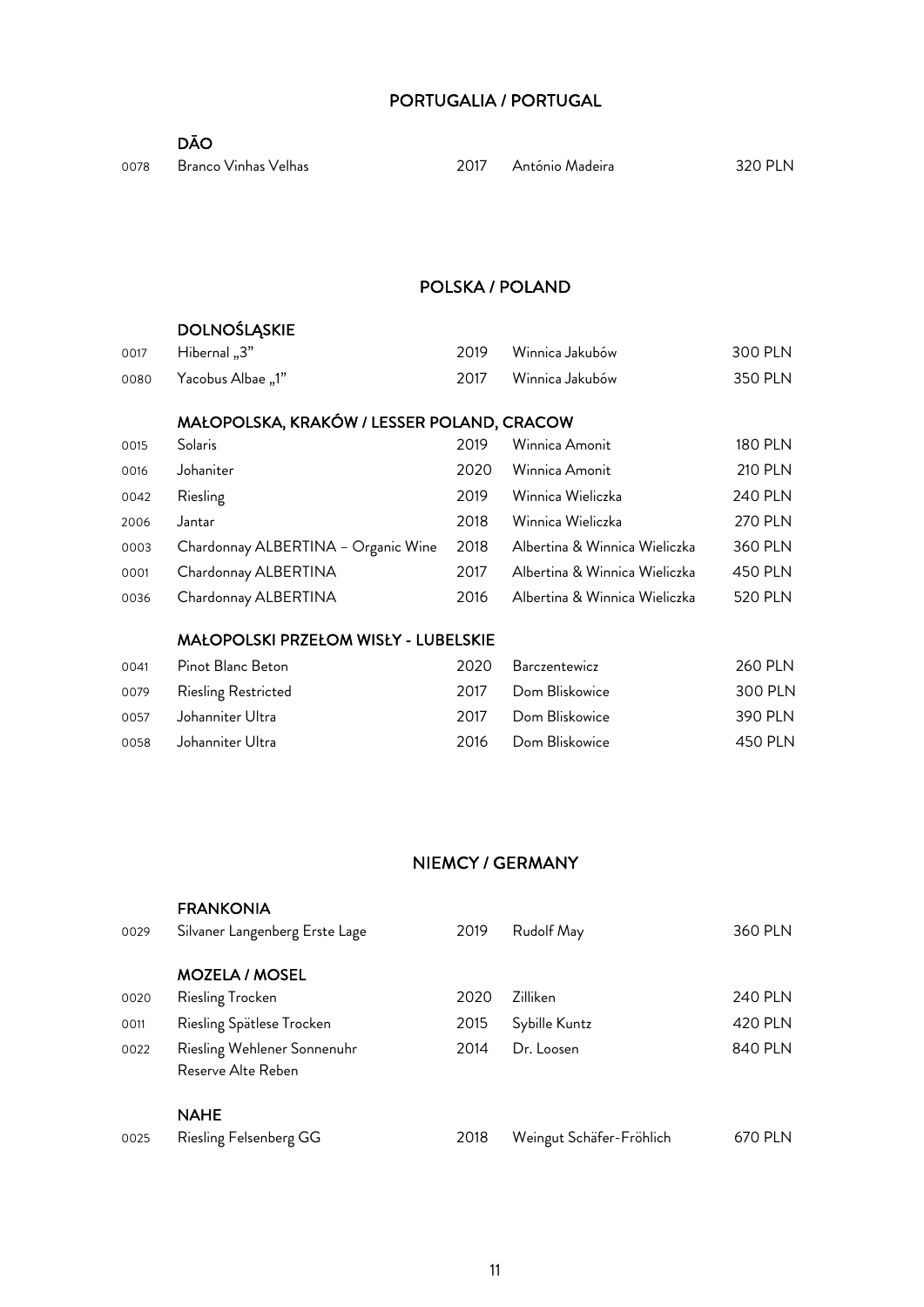## PORTUGALIA / PORTUGAL

### DÃO

| | | | | |
|---|---|---|---|---|
| 0078 | Branco Vinhas Velhas | 2017 | António Madeira | 320 PLN |

## POLSKA / POLAND

### DOLNOŚLĄSKIE

| | | | | |
|---|---|---|---|---|
| 0017 | Hibernal „3” | 2019 | Winnica Jakubów | 300 PLN |
| 0080 | Yacobus Albae „1” | 2017 | Winnica Jakubów | 350 PLN |

### MAŁOPOLSKA, KRAKÓW / LESSER POLAND, CRACOW

| | | | | |
|---|---|---|---|---|
| 0015 | Solaris | 2019 | Winnica Amonit | 180 PLN |
| 0016 | Johaniter | 2020 | Winnica Amonit | 210 PLN |
| 0042 | Riesling | 2019 | Winnica Wieliczka | 240 PLN |
| 2006 | Jantar | 2018 | Winnica Wieliczka | 270 PLN |
| 0003 | Chardonnay ALBERTINA – Organic Wine | 2018 | Albertina & Winnica Wieliczka | 360 PLN |
| 0001 | Chardonnay ALBERTINA | 2017 | Albertina & Winnica Wieliczka | 450 PLN |
| 0036 | Chardonnay ALBERTINA | 2016 | Albertina & Winnica Wieliczka | 520 PLN |

### MAŁOPOLSKI PRZEŁOM WISŁY - LUBELSKIE

| | | | | |
|---|---|---|---|---|
| 0041 | Pinot Blanc Beton | 2020 | Barczentewicz | 260 PLN |
| 0079 | Riesling Restricted | 2017 | Dom Bliskowice | 300 PLN |
| 0057 | Johanniter Ultra | 2017 | Dom Bliskowice | 390 PLN |
| 0058 | Johanniter Ultra | 2016 | Dom Bliskowice | 450 PLN |

## NIEMCY / GERMANY

### FRANKONIA

| | | | | |
|---|---|---|---|---|
| 0029 | Silvaner Langenberg Erste Lage | 2019 | Rudolf May | 360 PLN |

### MOZELA / MOSEL

| | | | | |
|---|---|---|---|---|
| 0020 | Riesling Trocken | 2020 | Zilliken | 240 PLN |
| 0011 | Riesling Spätlese Trocken | 2015 | Sybille Kuntz | 420 PLN |
| 0022 | Riesling Wehlener Sonnenuhr Reserve Alte Reben | 2014 | Dr. Loosen | 840 PLN |

### NAHE

| | | | | |
|---|---|---|---|---|
| 0025 | Riesling Felsenberg GG | 2018 | Weingut Schäfer-Fröhlich | 670 PLN |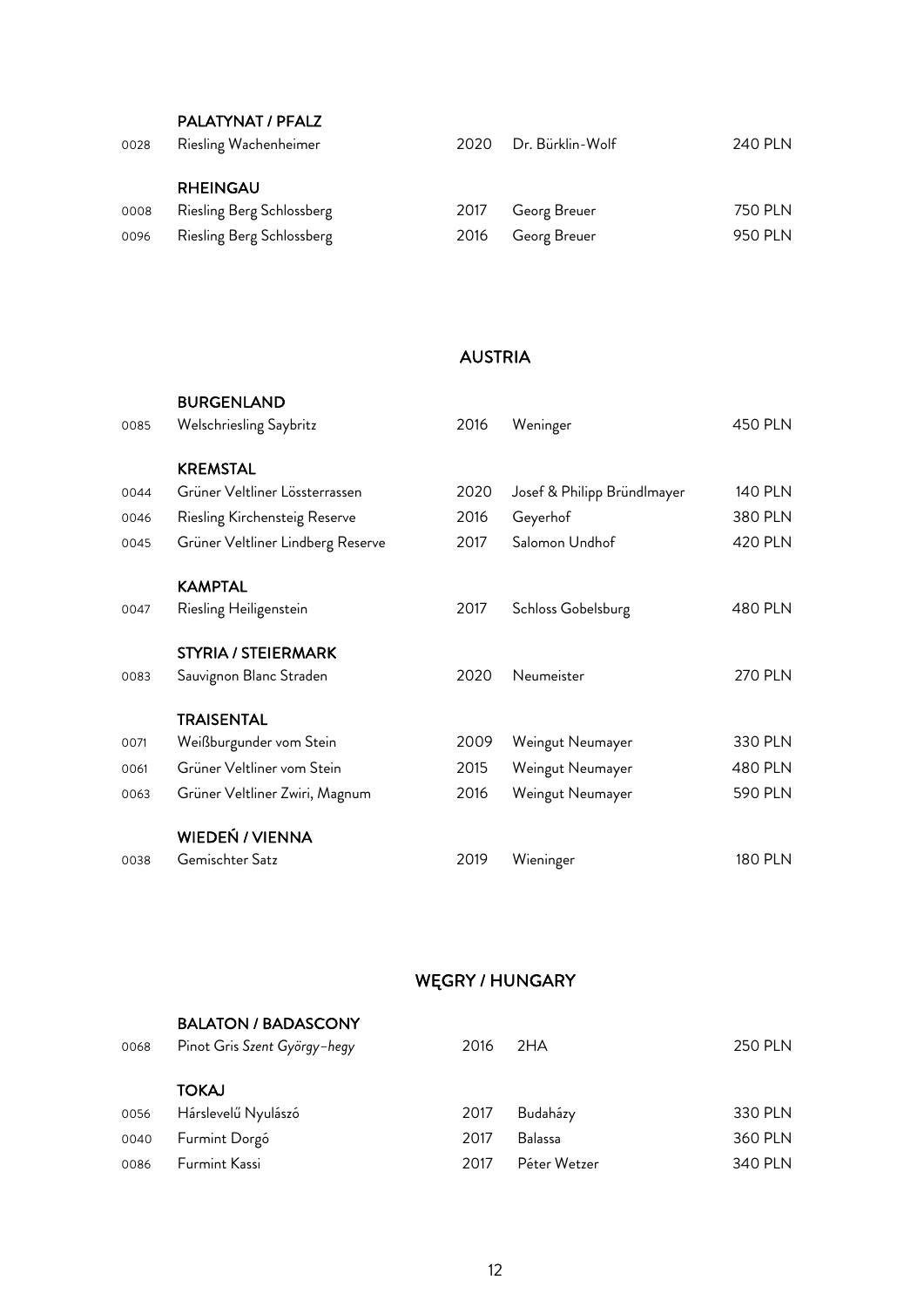### PALATYNAT / PFALZ

| | | | | |
|---|---|---|---|---|
| 0028 | Riesling Wachenheimer | 2020 | Dr. Bürklin-Wolf | 240 PLN |

### RHEINGAU

| | | | | |
|---|---|---|---|---|
| 0008 | Riesling Berg Schlossberg | 2017 | Georg Breuer | 750 PLN |
| 0096 | Riesling Berg Schlossberg | 2016 | Georg Breuer | 950 PLN |

## AUSTRIA

### BURGENLAND

| | | | | |
|---|---|---|---|---|
| 0085 | Welschriesling Saybritz | 2016 | Weninger | 450 PLN |

### KREMSTAL

| | | | | |
|---|---|---|---|---|
| 0044 | Grüner Veltliner Lössterrassen | 2020 | Josef & Philipp Bründlmayer | 140 PLN |
| 0046 | Riesling Kirchensteig Reserve | 2016 | Geyerhof | 380 PLN |
| 0045 | Grüner Veltliner Lindberg Reserve | 2017 | Salomon Undhof | 420 PLN |

### KAMPTAL

| | | | | |
|---|---|---|---|---|
| 0047 | Riesling Heiligenstein | 2017 | Schloss Gobelsburg | 480 PLN |

### STYRIA / STEIERMARK

| | | | | |
|---|---|---|---|---|
| 0083 | Sauvignon Blanc Straden | 2020 | Neumeister | 270 PLN |

### TRAISENTAL

| | | | | |
|---|---|---|---|---|
| 0071 | Weißburgunder vom Stein | 2009 | Weingut Neumayer | 330 PLN |
| 0061 | Grüner Veltliner vom Stein | 2015 | Weingut Neumayer | 480 PLN |
| 0063 | Grüner Veltliner Zwiri, Magnum | 2016 | Weingut Neumayer | 590 PLN |

### WIEDEŃ / VIENNA

| | | | | |
|---|---|---|---|---|
| 0038 | Gemischter Satz | 2019 | Wieninger | 180 PLN |

## WĘGRY / HUNGARY

### BALATON / BADASCONY

| | | | | |
|---|---|---|---|---|
| 0068 | Pinot Gris *Szent György-hegy* | 2016 | 2HA | 250 PLN |

### TOKAJ

| | | | | |
|---|---|---|---|---|
| 0056 | Hárslevelű Nyulászó | 2017 | Budaházy | 330 PLN |
| 0040 | Furmint Dorgó | 2017 | Balassa | 360 PLN |
| 0086 | Furmint Kassi | 2017 | Péter Wetzer | 340 PLN |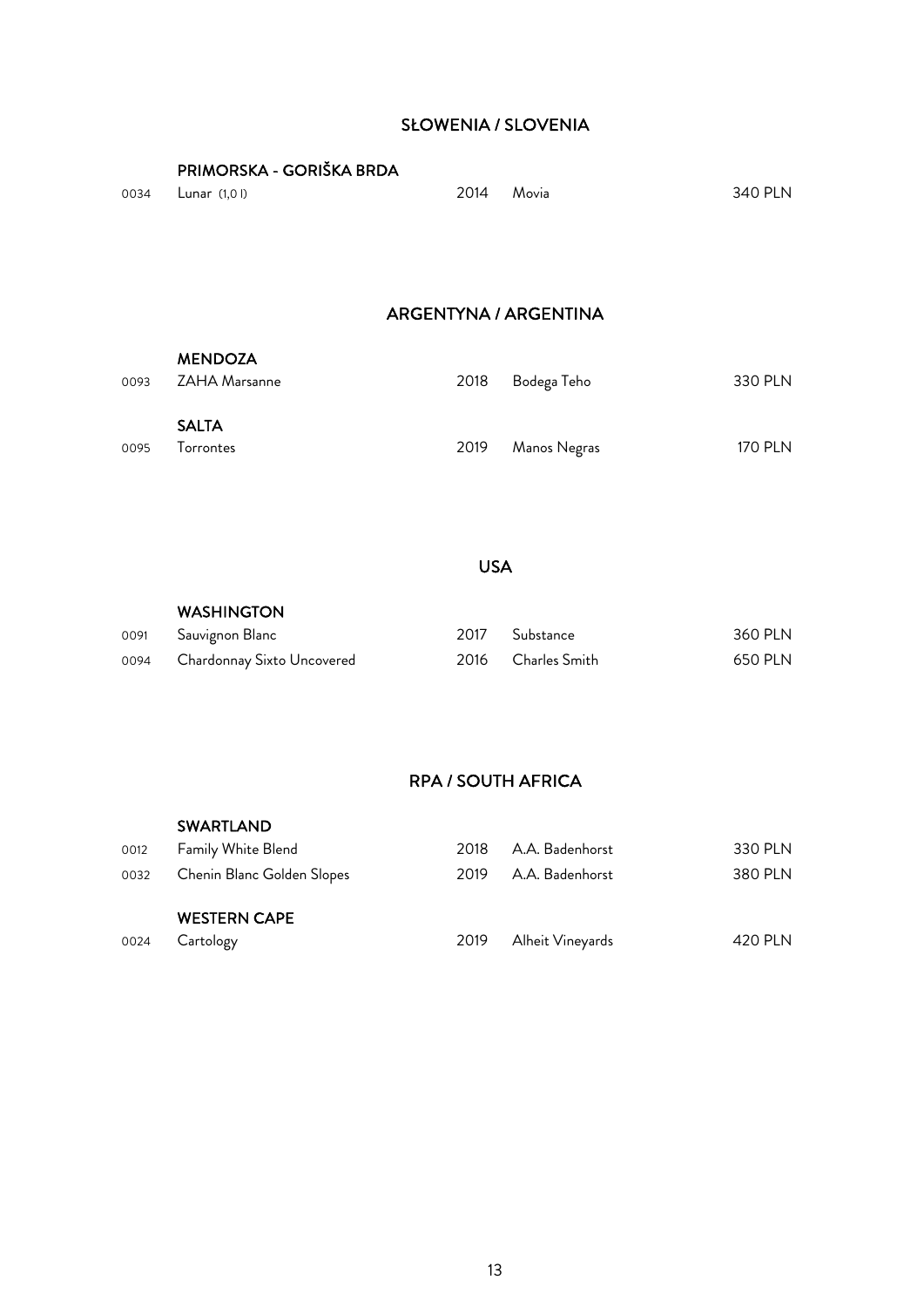## SŁOWENIA / SLOVENIA

### PRIMORSKA - GORIŠKA BRDA

| | | | | |
|---|---|---|---|---|
| 0034 | Lunar (1,0 l) | 2014 | Movia | 340 PLN |

## ARGENTYNA / ARGENTINA

### MENDOZA

| | | | | |
|---|---|---|---|---|
| 0093 | ZAHA Marsanne | 2018 | Bodega Teho | 330 PLN |

### SALTA

| | | | | |
|---|---|---|---|---|
| 0095 | Torrontes | 2019 | Manos Negras | 170 PLN |

## USA

### WASHINGTON

| | | | | |
|---|---|---|---|---|
| 0091 | Sauvignon Blanc | 2017 | Substance | 360 PLN |
| 0094 | Chardonnay Sixto Uncovered | 2016 | Charles Smith | 650 PLN |

## RPA / SOUTH AFRICA

### SWARTLAND

| | | | | |
|---|---|---|---|---|
| 0012 | Family White Blend | 2018 | A.A. Badenhorst | 330 PLN |
| 0032 | Chenin Blanc Golden Slopes | 2019 | A.A. Badenhorst | 380 PLN |

### WESTERN CAPE

| | | | | |
|---|---|---|---|---|
| 0024 | Cartology | 2019 | Alheit Vineyards | 420 PLN |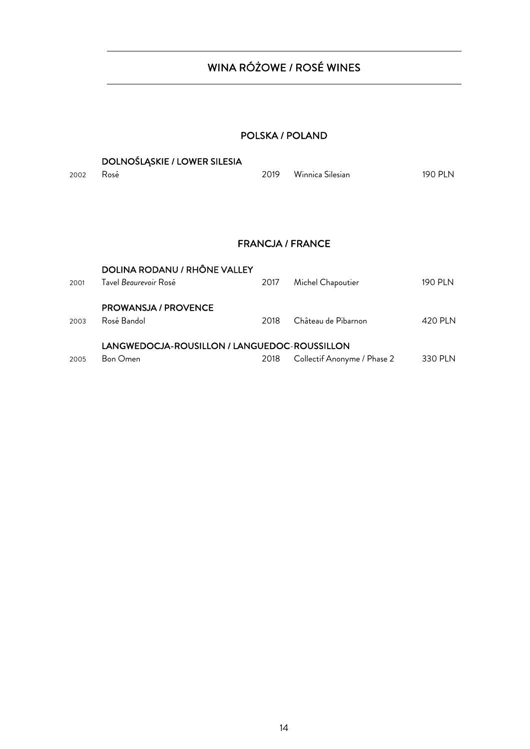# WINA RÓŻOWE / ROSÉ WINES

## POLSKA / POLAND

### DOLNOŚLĄSKIE / LOWER SILESIA

| | | | | |
|---|---|---|---|---|
| 2002 | Rosé | 2019 | Winnica Silesian | 190 PLN |

## FRANCJA / FRANCE

### DOLINA RODANU / RHÔNE VALLEY

| | | | | |
|---|---|---|---|---|
| 2001 | Tavel *Beaurevoir* Rosé | 2017 | Michel Chapoutier | 190 PLN |

### PROWANSJA / PROVENCE

| | | | | |
|---|---|---|---|---|
| 2003 | Rosé Bandol | 2018 | Château de Pibarnon | 420 PLN |

### LANGWEDOCJA-ROUSILLON / LANGUEDOC-ROUSSILLON

| | | | | |
|---|---|---|---|---|
| 2005 | Bon Omen | 2018 | Collectif Anonyme / Phase 2 | 330 PLN |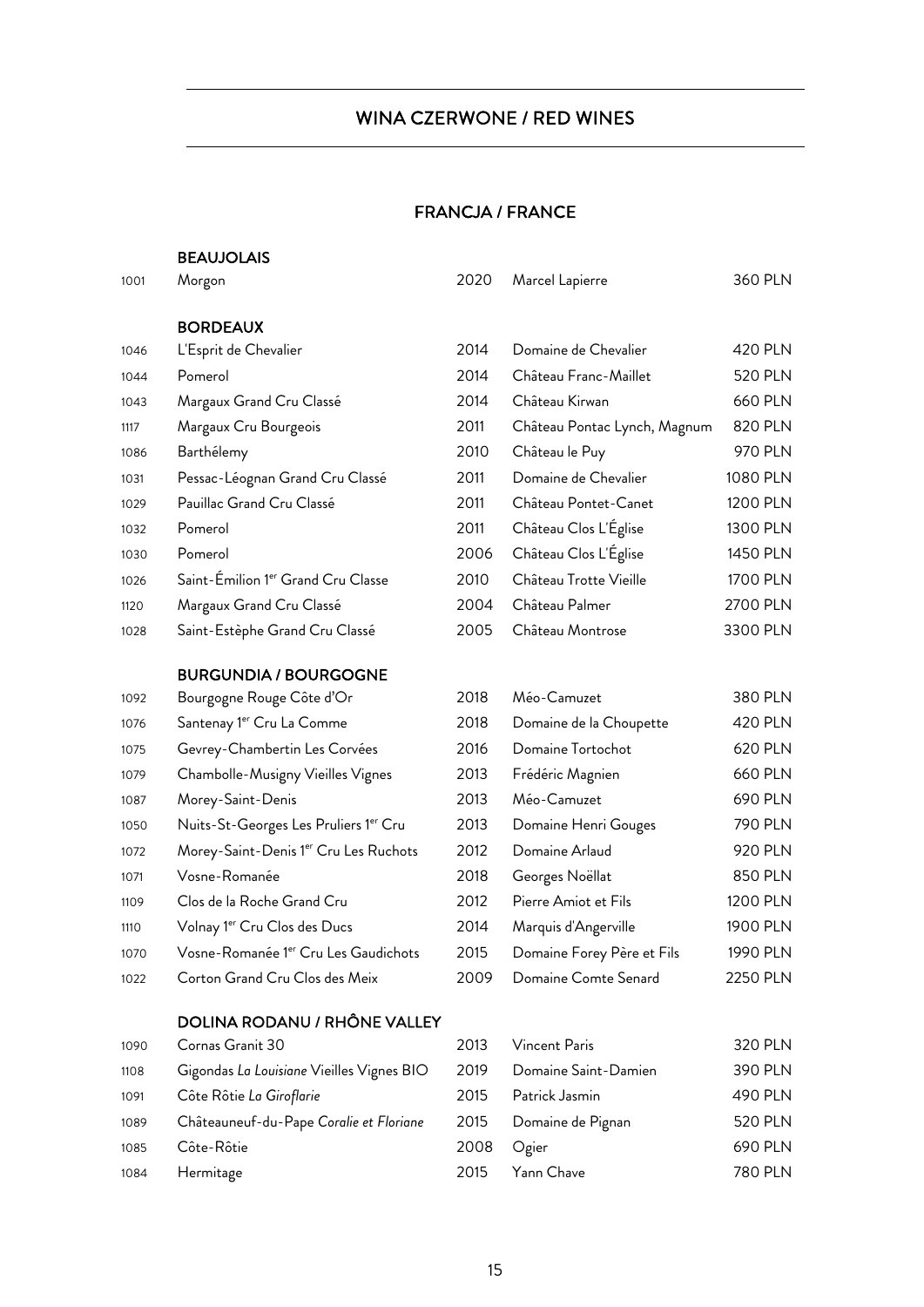# WINA CZERWONE / RED WINES

## FRANCJA / FRANCE

### BEAUJOLAIS

| | | | | |
|---|---|---|---|---|
| 1001 | Morgon | 2020 | Marcel Lapierre | 360 PLN |

### BORDEAUX

| | | | | |
|---|---|---|---|---|
| 1046 | L'Esprit de Chevalier | 2014 | Domaine de Chevalier | 420 PLN |
| 1044 | Pomerol | 2014 | Château Franc-Maillet | 520 PLN |
| 1043 | Margaux Grand Cru Classé | 2014 | Château Kirwan | 660 PLN |
| 1117 | Margaux Cru Bourgeois | 2011 | Château Pontac Lynch, Magnum | 820 PLN |
| 1086 | Barthélemy | 2010 | Château le Puy | 970 PLN |
| 1031 | Pessac-Léognan Grand Cru Classé | 2011 | Domaine de Chevalier | 1080 PLN |
| 1029 | Pauillac Grand Cru Classé | 2011 | Château Pontet-Canet | 1200 PLN |
| 1032 | Pomerol | 2011 | Château Clos L'Église | 1300 PLN |
| 1030 | Pomerol | 2006 | Château Clos L'Église | 1450 PLN |
| 1026 | Saint-Émilion 1er Cru Grand Cru Classe | 2010 | Château Trotte Vieille | 1700 PLN |
| 1120 | Margaux Grand Cru Classé | 2004 | Château Palmer | 2700 PLN |
| 1028 | Saint-Estèphe Grand Cru Classé | 2005 | Château Montrose | 3300 PLN |

### BURGUNDIA / BOURGOGNE

| | | | | |
|---|---|---|---|---|
| 1092 | Bourgogne Rouge Côte d'Or | 2018 | Méo-Camuzet | 380 PLN |
| 1076 | Santenay 1er Cru La Comme | 2018 | Domaine de la Choupette | 420 PLN |
| 1075 | Gevrey-Chambertin Les Corvées | 2016 | Domaine Tortochot | 620 PLN |
| 1079 | Chambolle-Musigny Vieilles Vignes | 2013 | Frédéric Magnien | 660 PLN |
| 1087 | Morey-Saint-Denis | 2013 | Méo-Camuzet | 690 PLN |
| 1050 | Nuits-St-Georges Les Pruliers 1er Cru | 2013 | Domaine Henri Gouges | 790 PLN |
| 1072 | Morey-Saint-Denis 1er Cru Les Ruchots | 2012 | Domaine Arlaud | 920 PLN |
| 1071 | Vosne-Romanée | 2018 | Georges Noëllat | 850 PLN |
| 1109 | Clos de la Roche Grand Cru | 2012 | Pierre Amiot et Fils | 1200 PLN |
| 1110 | Volnay 1er Cru Clos des Ducs | 2014 | Marquis d'Angerville | 1900 PLN |
| 1070 | Vosne-Romanée 1er Cru Les Gaudichots | 2015 | Domaine Forey Père et Fils | 1990 PLN |
| 1022 | Corton Grand Cru Clos des Meix | 2009 | Domaine Comte Senard | 2250 PLN |

### DOLINA RODANU / RHÔNE VALLEY

| | | | | |
|---|---|---|---|---|
| 1090 | Cornas Granit 30 | 2013 | Vincent Paris | 320 PLN |
| 1108 | Gigondas *La Louisiane* Vieilles Vignes BIO | 2019 | Domaine Saint-Damien | 390 PLN |
| 1091 | Côte Rôtie *La Giroflarie* | 2015 | Patrick Jasmin | 490 PLN |
| 1089 | Châteauneuf-du-Pape *Coralie et Floriane* | 2015 | Domaine de Pignan | 520 PLN |
| 1085 | Côte-Rôtie | 2008 | Ogier | 690 PLN |
| 1084 | Hermitage | 2015 | Yann Chave | 780 PLN |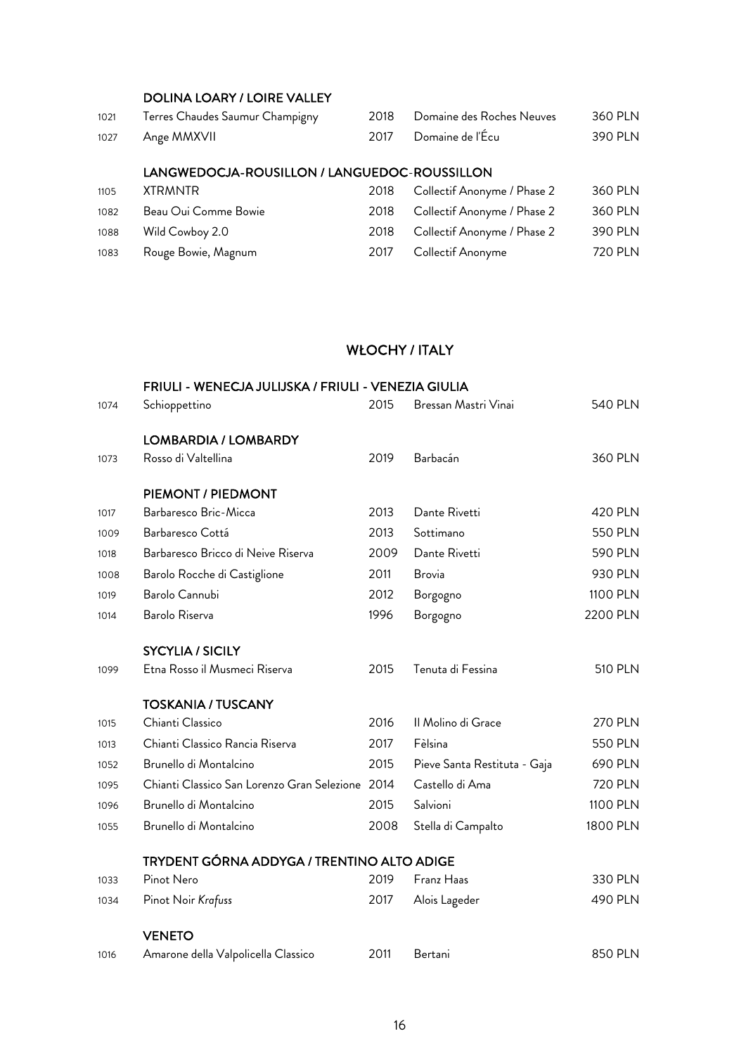### DOLINA LOARY / LOIRE VALLEY

| | | | | |
|---|---|---|---|---|
| 1021 | Terres Chaudes Saumur Champigny | 2018 | Domaine des Roches Neuves | 360 PLN |
| 1027 | Ange MMXVII | 2017 | Domaine de l'Écu | 390 PLN |

### LANGWEDOCJA-ROUSILLON / LANGUEDOC-ROUSSILLON

| | | | | |
|---|---|---|---|---|
| 1105 | XTRMNTR | 2018 | Collectif Anonyme / Phase 2 | 360 PLN |
| 1082 | Beau Oui Comme Bowie | 2018 | Collectif Anonyme / Phase 2 | 360 PLN |
| 1088 | Wild Cowboy 2.0 | 2018 | Collectif Anonyme / Phase 2 | 390 PLN |
| 1083 | Rouge Bowie, Magnum | 2017 | Collectif Anonyme | 720 PLN |

## WŁOCHY / ITALY

### FRIULI - WENECJA JULIJSKA / FRIULI - VENEZIA GIULIA

| | | | | |
|---|---|---|---|---|
| 1074 | Schioppettino | 2015 | Bressan Mastri Vinai | 540 PLN |

### LOMBARDIA / LOMBARDY

| | | | | |
|---|---|---|---|---|
| 1073 | Rosso di Valtellina | 2019 | Barbacán | 360 PLN |

### PIEMONT / PIEDMONT

| | | | | |
|---|---|---|---|---|
| 1017 | Barbaresco Bric-Micca | 2013 | Dante Rivetti | 420 PLN |
| 1009 | Barbaresco Cottá | 2013 | Sottimano | 550 PLN |
| 1018 | Barbaresco Bricco di Neive Riserva | 2009 | Dante Rivetti | 590 PLN |
| 1008 | Barolo Rocche di Castiglione | 2011 | Brovia | 930 PLN |
| 1019 | Barolo Cannubi | 2012 | Borgogno | 1100 PLN |
| 1014 | Barolo Riserva | 1996 | Borgogno | 2200 PLN |

### SYCYLIA / SICILY

| | | | | |
|---|---|---|---|---|
| 1099 | Etna Rosso il Musmeci Riserva | 2015 | Tenuta di Fessina | 510 PLN |

### TOSKANIA / TUSCANY

| | | | | |
|---|---|---|---|---|
| 1015 | Chianti Classico | 2016 | Il Molino di Grace | 270 PLN |
| 1013 | Chianti Classico Rancia Riserva | 2017 | Fèlsina | 550 PLN |
| 1052 | Brunello di Montalcino | 2015 | Pieve Santa Restituta - Gaja | 690 PLN |
| 1095 | Chianti Classico San Lorenzo Gran Selezione | 2014 | Castello di Ama | 720 PLN |
| 1096 | Brunello di Montalcino | 2015 | Salvioni | 1100 PLN |
| 1055 | Brunello di Montalcino | 2008 | Stella di Campalto | 1800 PLN |

### TRYDENT GÓRNA ADDYGA / TRENTINO ALTO ADIGE

| | | | | |
|---|---|---|---|---|
| 1033 | Pinot Nero | 2019 | Franz Haas | 330 PLN |
| 1034 | Pinot Noir *Krafuss* | 2017 | Alois Lageder | 490 PLN |

### VENETO

| | | | | |
|---|---|---|---|---|
| 1016 | Amarone della Valpolicella Classico | 2011 | Bertani | 850 PLN |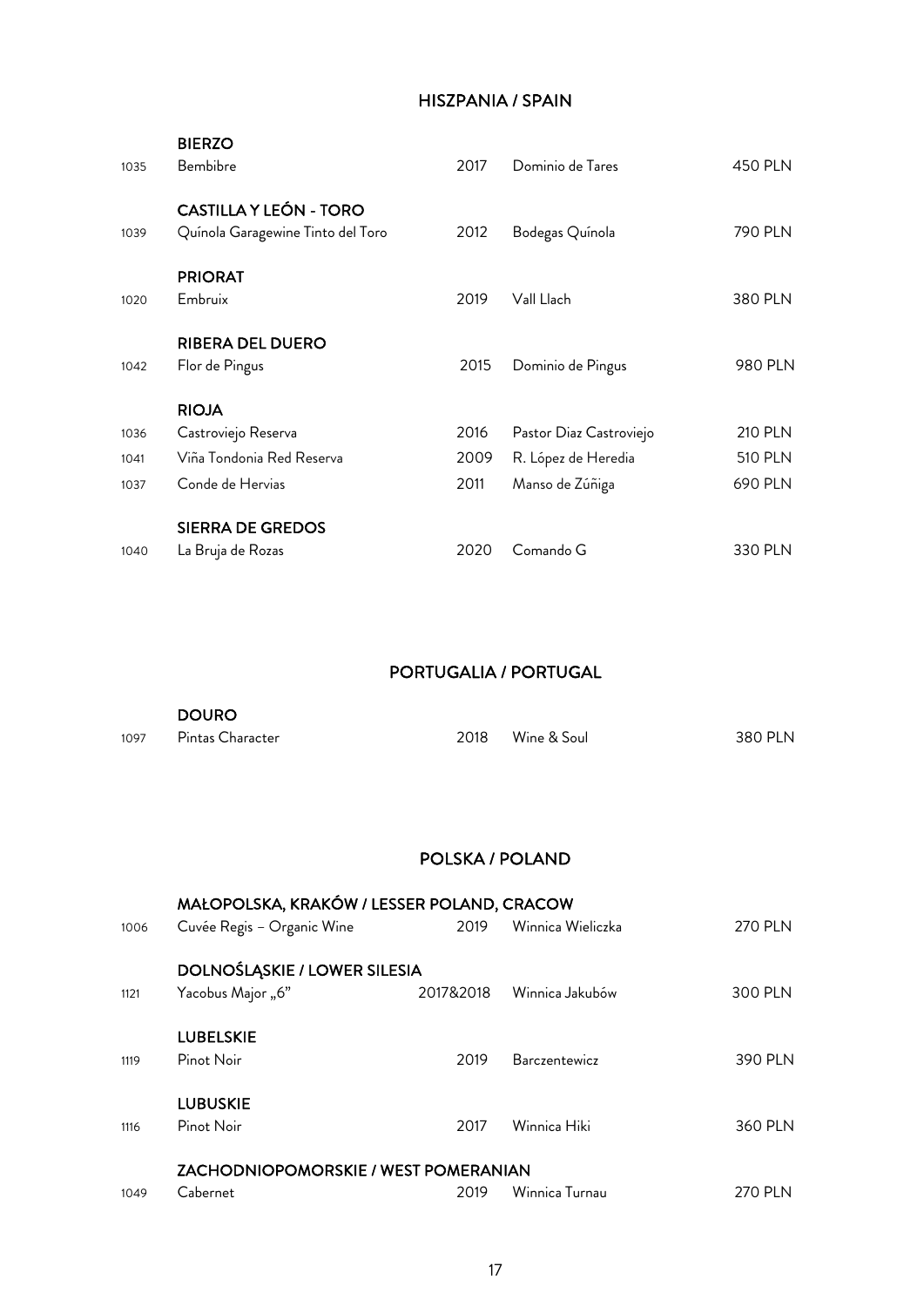## HISZPANIA / SPAIN

### BIERZO

| | | | | |
|---|---|---|---|---|
| 1035 | Bembibre | 2017 | Dominio de Tares | 450 PLN |

### CASTILLA Y LEÓN - TORO

| | | | | |
|---|---|---|---|---|
| 1039 | Quínola Garagewine Tinto del Toro | 2012 | Bodegas Quínola | 790 PLN |

### PRIORAT

| | | | | |
|---|---|---|---|---|
| 1020 | Embruix | 2019 | Vall Llach | 380 PLN |

### RIBERA DEL DUERO

| | | | | |
|---|---|---|---|---|
| 1042 | Flor de Pingus | 2015 | Dominio de Pingus | 980 PLN |

### RIOJA

| | | | | |
|---|---|---|---|---|
| 1036 | Castroviejo Reserva | 2016 | Pastor Diaz Castroviejo | 210 PLN |
| 1041 | Viña Tondonia Red Reserva | 2009 | R. López de Heredia | 510 PLN |
| 1037 | Conde de Hervias | 2011 | Manso de Zúñiga | 690 PLN |

### SIERRA DE GREDOS

| | | | | |
|---|---|---|---|---|
| 1040 | La Bruja de Rozas | 2020 | Comando G | 330 PLN |

## PORTUGALIA / PORTUGAL

### DOURO

| | | | | |
|---|---|---|---|---|
| 1097 | Pintas Character | 2018 | Wine & Soul | 380 PLN |

## POLSKA / POLAND

### MAŁOPOLSKA, KRAKÓW / LESSER POLAND, CRACOW

| | | | | |
|---|---|---|---|---|
| 1006 | Cuvée Regis – Organic Wine | 2019 | Winnica Wieliczka | 270 PLN |

### DOLNOŚLĄSKIE / LOWER SILESIA

| | | | | |
|---|---|---|---|---|
| 1121 | Yacobus Major „6” | 2017&2018 | Winnica Jakubów | 300 PLN |

### LUBELSKIE

| | | | | |
|---|---|---|---|---|
| 1119 | Pinot Noir | 2019 | Barczentewicz | 390 PLN |

### LUBUSKIE

| | | | | |
|---|---|---|---|---|
| 1116 | Pinot Noir | 2017 | Winnica Hiki | 360 PLN |

### ZACHODNIOPOMORSKIE / WEST POMERANIAN

| | | | | |
|---|---|---|---|---|
| 1049 | Cabernet | 2019 | Winnica Turnau | 270 PLN |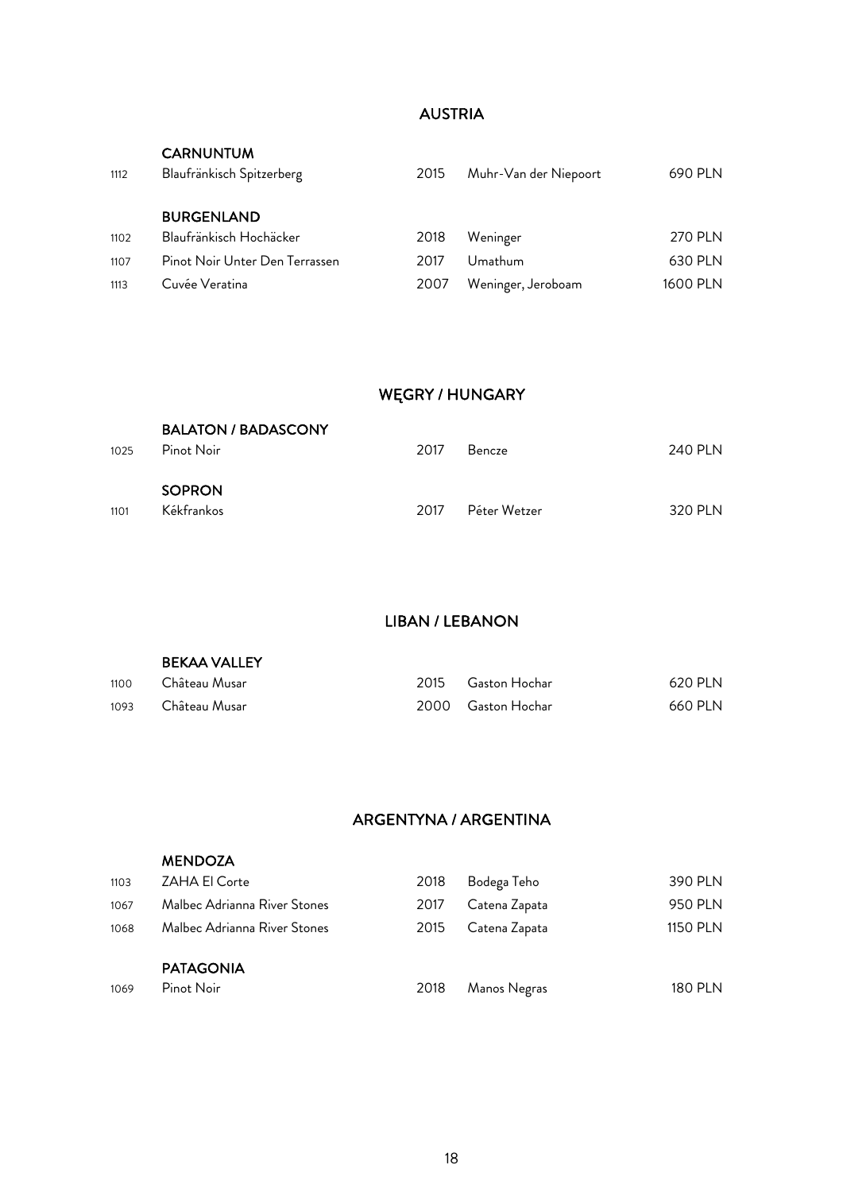## AUSTRIA

### CARNUNTUM

| | | | | |
|---|---|---|---|---|
| 1112 | Blaufränkisch Spitzerberg | 2015 | Muhr-Van der Niepoort | 690 PLN |

### BURGENLAND

| | | | | |
|---|---|---|---|---|
| 1102 | Blaufränkisch Hochäcker | 2018 | Weninger | 270 PLN |
| 1107 | Pinot Noir Unter Den Terrassen | 2017 | Umathum | 630 PLN |
| 1113 | Cuvée Veratina | 2007 | Weninger, Jeroboam | 1600 PLN |

## WĘGRY / HUNGARY

### BALATON / BADASCONY

| | | | | |
|---|---|---|---|---|
| 1025 | Pinot Noir | 2017 | Bencze | 240 PLN |

### SOPRON

| | | | | |
|---|---|---|---|---|
| 1101 | Kékfrankos | 2017 | Péter Wetzer | 320 PLN |

## LIBAN / LEBANON

### BEKAA VALLEY

| | | | | |
|---|---|---|---|---|
| 1100 | Château Musar | 2015 | Gaston Hochar | 620 PLN |
| 1093 | Château Musar | 2000 | Gaston Hochar | 660 PLN |

## ARGENTYNA / ARGENTINA

### MENDOZA

| | | | | |
|---|---|---|---|---|
| 1103 | ZAHA El Corte | 2018 | Bodega Teho | 390 PLN |
| 1067 | Malbec Adrianna River Stones | 2017 | Catena Zapata | 950 PLN |
| 1068 | Malbec Adrianna River Stones | 2015 | Catena Zapata | 1150 PLN |

### PATAGONIA

| | | | | |
|---|---|---|---|---|
| 1069 | Pinot Noir | 2018 | Manos Negras | 180 PLN |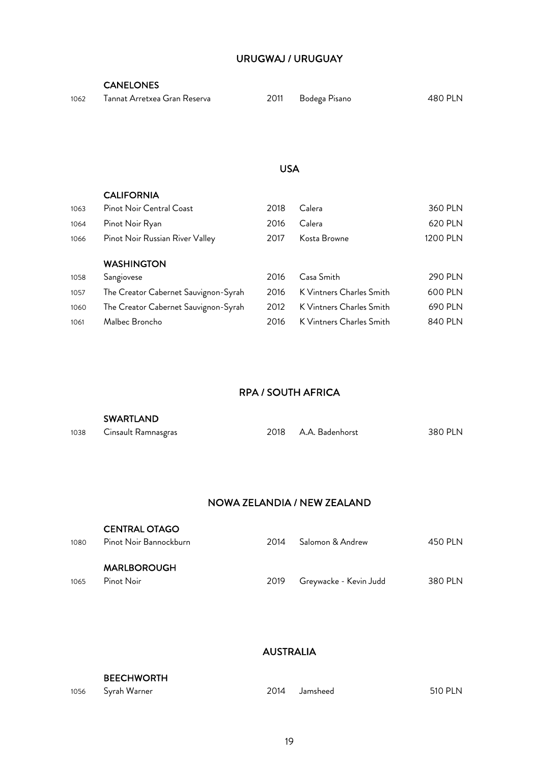## URUGWAJ / URUGUAY

### CANELONES

| | | | | |
|---|---|---|---|---|
| 1062 | Tannat Arretxea Gran Reserva | 2011 | Bodega Pisano | 480 PLN |

## USA

### CALIFORNIA

| | | | | |
|---|---|---|---|---|
| 1063 | Pinot Noir Central Coast | 2018 | Calera | 360 PLN |
| 1064 | Pinot Noir Ryan | 2016 | Calera | 620 PLN |
| 1066 | Pinot Noir Russian River Valley | 2017 | Kosta Browne | 1200 PLN |

### WASHINGTON

| | | | | |
|---|---|---|---|---|
| 1058 | Sangiovese | 2016 | Casa Smith | 290 PLN |
| 1057 | The Creator Cabernet Sauvignon-Syrah | 2016 | K Vintners Charles Smith | 600 PLN |
| 1060 | The Creator Cabernet Sauvignon-Syrah | 2012 | K Vintners Charles Smith | 690 PLN |
| 1061 | Malbec Broncho | 2016 | K Vintners Charles Smith | 840 PLN |

## RPA / SOUTH AFRICA

### SWARTLAND

| | | | | |
|---|---|---|---|---|
| 1038 | Cinsault Ramnasgras | 2018 | A.A. Badenhorst | 380 PLN |

## NOWA ZELANDIA / NEW ZEALAND

### CENTRAL OTAGO

| | | | | |
|---|---|---|---|---|
| 1080 | Pinot Noir Bannockburn | 2014 | Salomon & Andrew | 450 PLN |

### MARLBOROUGH

| | | | | |
|---|---|---|---|---|
| 1065 | Pinot Noir | 2019 | Greywacke - Kevin Judd | 380 PLN |

## AUSTRALIA

### BEECHWORTH

| | | | | |
|---|---|---|---|---|
| 1056 | Syrah Warner | 2014 | Jamsheed | 510 PLN |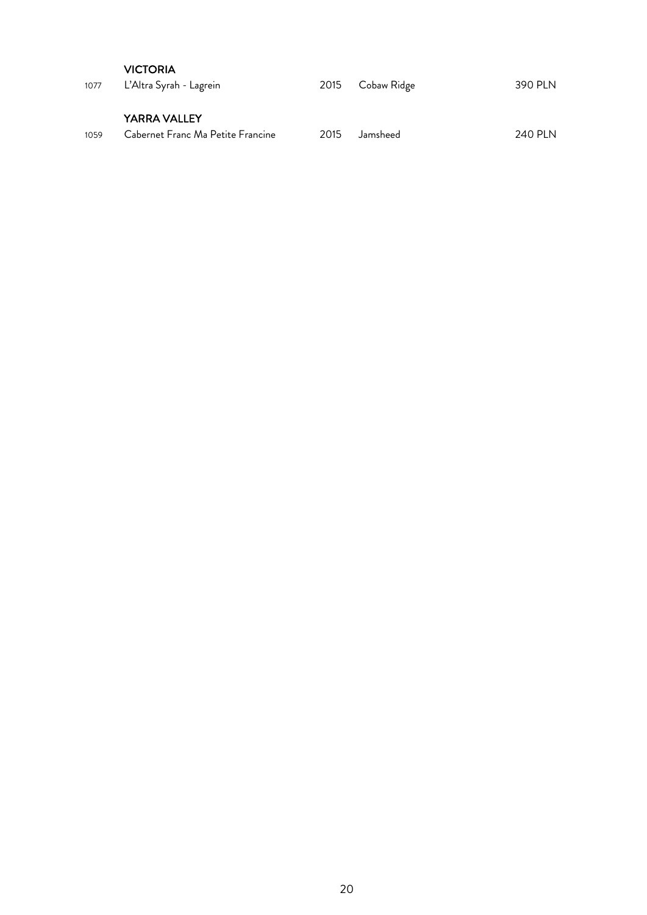### VICTORIA

| | | | | |
|---|---|---|---|---|
| 1077 | L'Altra Syrah - Lagrein | 2015 | Cobaw Ridge | 390 PLN |

### YARRA VALLEY

| | | | | |
|---|---|---|---|---|
| 1059 | Cabernet Franc Ma Petite Francine | 2015 | Jamsheed | 240 PLN |